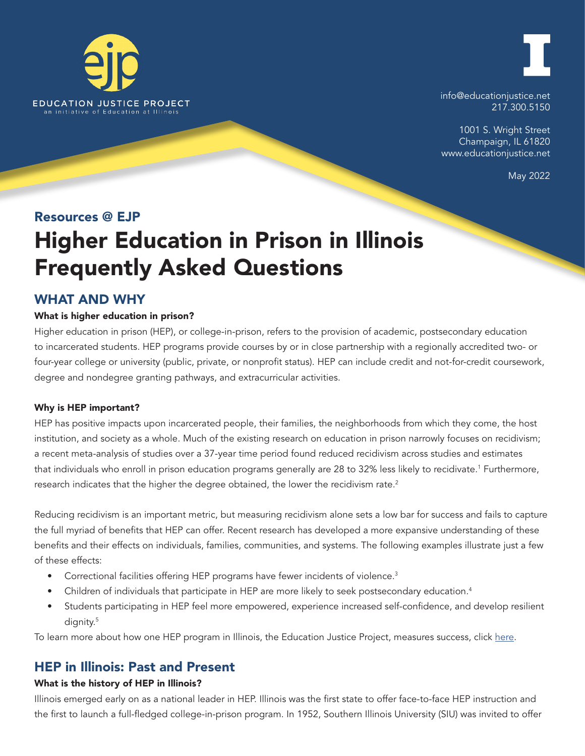EDUCATION JUSTICE PROJECT
an initiative of Education at Illinois

info@educationjustice.net
217.300.5150

1001 S. Wright Street
Champaign, IL 61820
www.educationjustice.net

May 2022

### Resources @ EJP

# Higher Education in Prison in Illinois Frequently Asked Questions

## WHAT AND WHY

**What is higher education in prison?**

Higher education in prison (HEP), or college-in-prison, refers to the provision of academic, postsecondary education to incarcerated students. HEP programs provide courses by or in close partnership with a regionally accredited two- or four-year college or university (public, private, or nonprofit status). HEP can include credit and not-for-credit coursework, degree and nondegree granting pathways, and extracurricular activities.

**Why is HEP important?**

HEP has positive impacts upon incarcerated people, their families, the neighborhoods from which they come, the host institution, and society as a whole. Much of the existing research on education in prison narrowly focuses on recidivism; a recent meta-analysis of studies over a 37-year time period found reduced recidivism across studies and estimates that individuals who enroll in prison education programs generally are 28 to 32% less likely to recidivate.[1] Furthermore, research indicates that the higher the degree obtained, the lower the recidivism rate.[2]

Reducing recidivism is an important metric, but measuring recidivism alone sets a low bar for success and fails to capture the full myriad of benefits that HEP can offer. Recent research has developed a more expansive understanding of these benefits and their effects on individuals, families, communities, and systems. The following examples illustrate just a few of these effects:

- Correctional facilities offering HEP programs have fewer incidents of violence.[3]
- Children of individuals that participate in HEP are more likely to seek postsecondary education.[4]
- Students participating in HEP feel more empowered, experience increased self-confidence, and develop resilient dignity.[5]

To learn more about how one HEP program in Illinois, the Education Justice Project, measures success, click here.

## HEP in Illinois: Past and Present

**What is the history of HEP in Illinois?**

Illinois emerged early on as a national leader in HEP. Illinois was the first state to offer face-to-face HEP instruction and the first to launch a full-fledged college-in-prison program. In 1952, Southern Illinois University (SIU) was invited to offer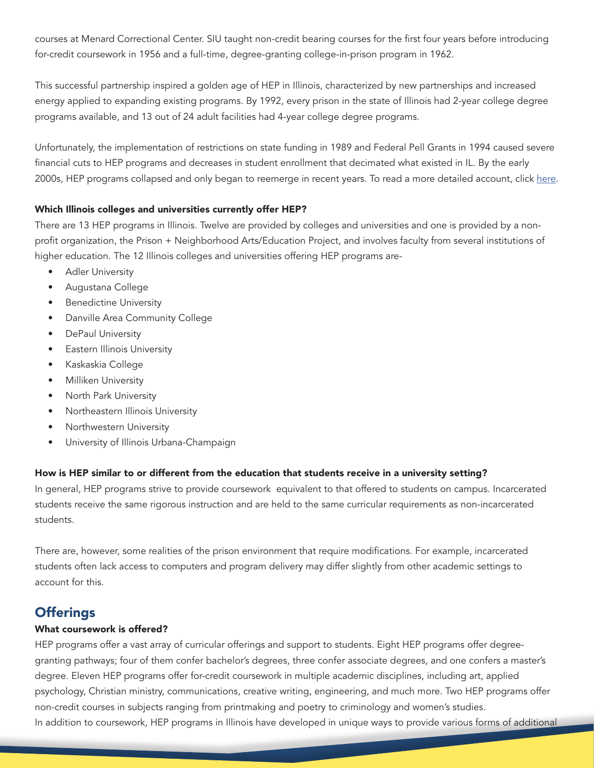courses at Menard Correctional Center. SIU taught non-credit bearing courses for the first four years before introducing for-credit coursework in 1956 and a full-time, degree-granting college-in-prison program in 1962.

This successful partnership inspired a golden age of HEP in Illinois, characterized by new partnerships and increased energy applied to expanding existing programs. By 1992, every prison in the state of Illinois had 2-year college degree programs available, and 13 out of 24 adult facilities had 4-year college degree programs.

Unfortunately, the implementation of restrictions on state funding in 1989 and Federal Pell Grants in 1994 caused severe financial cuts to HEP programs and decreases in student enrollment that decimated what existed in IL. By the early 2000s, HEP programs collapsed and only began to reemerge in recent years. To read a more detailed account, click here.

**Which Illinois colleges and universities currently offer HEP?**

There are 13 HEP programs in Illinois. Twelve are provided by colleges and universities and one is provided by a non-profit organization, the Prison + Neighborhood Arts/Education Project, and involves faculty from several institutions of higher education. The 12 Illinois colleges and universities offering HEP programs are-

- Adler University
- Augustana College
- Benedictine University
- Danville Area Community College
- DePaul University
- Eastern Illinois University
- Kaskaskia College
- Milliken University
- North Park University
- Northeastern Illinois University
- Northwestern University
- University of Illinois Urbana-Champaign

**How is HEP similar to or different from the education that students receive in a university setting?**

In general, HEP programs strive to provide coursework equivalent to that offered to students on campus. Incarcerated students receive the same rigorous instruction and are held to the same curricular requirements as non-incarcerated students.

There are, however, some realities of the prison environment that require modifications. For example, incarcerated students often lack access to computers and program delivery may differ slightly from other academic settings to account for this.

## Offerings

**What coursework is offered?**

HEP programs offer a vast array of curricular offerings and support to students. Eight HEP programs offer degree-granting pathways; four of them confer bachelor's degrees, three confer associate degrees, and one confers a master's degree. Eleven HEP programs offer for-credit coursework in multiple academic disciplines, including art, applied psychology, Christian ministry, communications, creative writing, engineering, and much more. Two HEP programs offer non-credit courses in subjects ranging from printmaking and poetry to criminology and women's studies.

In addition to coursework, HEP programs in Illinois have developed in unique ways to provide various forms of additional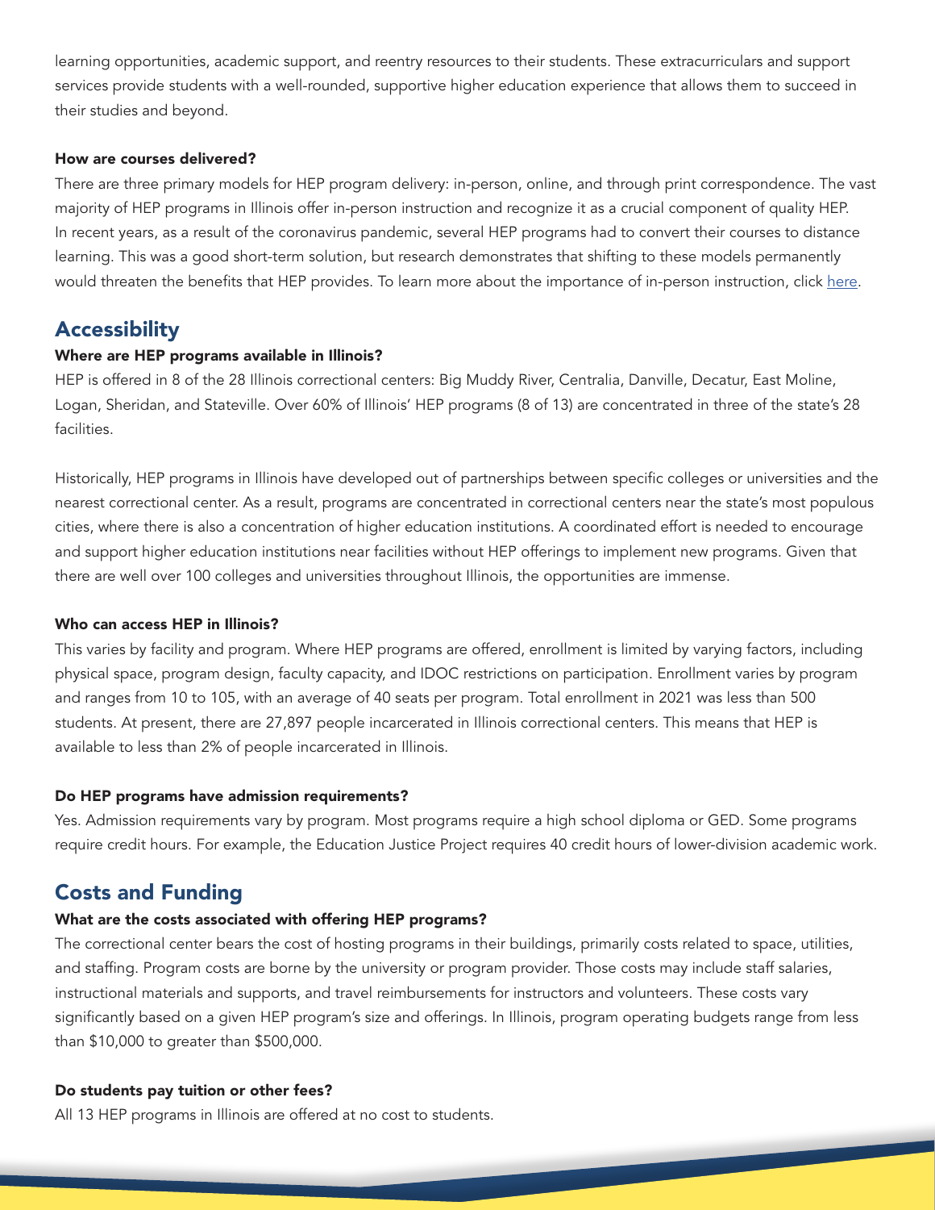learning opportunities, academic support, and reentry resources to their students. These extracurriculars and support services provide students with a well-rounded, supportive higher education experience that allows them to succeed in their studies and beyond.

#### How are courses delivered?

There are three primary models for HEP program delivery: in-person, online, and through print correspondence. The vast majority of HEP programs in Illinois offer in-person instruction and recognize it as a crucial component of quality HEP. In recent years, as a result of the coronavirus pandemic, several HEP programs had to convert their courses to distance learning. This was a good short-term solution, but research demonstrates that shifting to these models permanently would threaten the benefits that HEP provides. To learn more about the importance of in-person instruction, click here.

## Accessibility

#### Where are HEP programs available in Illinois?

HEP is offered in 8 of the 28 Illinois correctional centers: Big Muddy River, Centralia, Danville, Decatur, East Moline, Logan, Sheridan, and Stateville. Over 60% of Illinois' HEP programs (8 of 13) are concentrated in three of the state's 28 facilities.

Historically, HEP programs in Illinois have developed out of partnerships between specific colleges or universities and the nearest correctional center. As a result, programs are concentrated in correctional centers near the state's most populous cities, where there is also a concentration of higher education institutions. A coordinated effort is needed to encourage and support higher education institutions near facilities without HEP offerings to implement new programs. Given that there are well over 100 colleges and universities throughout Illinois, the opportunities are immense.

#### Who can access HEP in Illinois?

This varies by facility and program. Where HEP programs are offered, enrollment is limited by varying factors, including physical space, program design, faculty capacity, and IDOC restrictions on participation. Enrollment varies by program and ranges from 10 to 105, with an average of 40 seats per program. Total enrollment in 2021 was less than 500 students. At present, there are 27,897 people incarcerated in Illinois correctional centers. This means that HEP is available to less than 2% of people incarcerated in Illinois.

#### Do HEP programs have admission requirements?

Yes. Admission requirements vary by program. Most programs require a high school diploma or GED. Some programs require credit hours. For example, the Education Justice Project requires 40 credit hours of lower-division academic work.

## Costs and Funding

#### What are the costs associated with offering HEP programs?

The correctional center bears the cost of hosting programs in their buildings, primarily costs related to space, utilities, and staffing. Program costs are borne by the university or program provider. Those costs may include staff salaries, instructional materials and supports, and travel reimbursements for instructors and volunteers. These costs vary significantly based on a given HEP program's size and offerings. In Illinois, program operating budgets range from less than $10,000 to greater than $500,000.

#### Do students pay tuition or other fees?

All 13 HEP programs in Illinois are offered at no cost to students.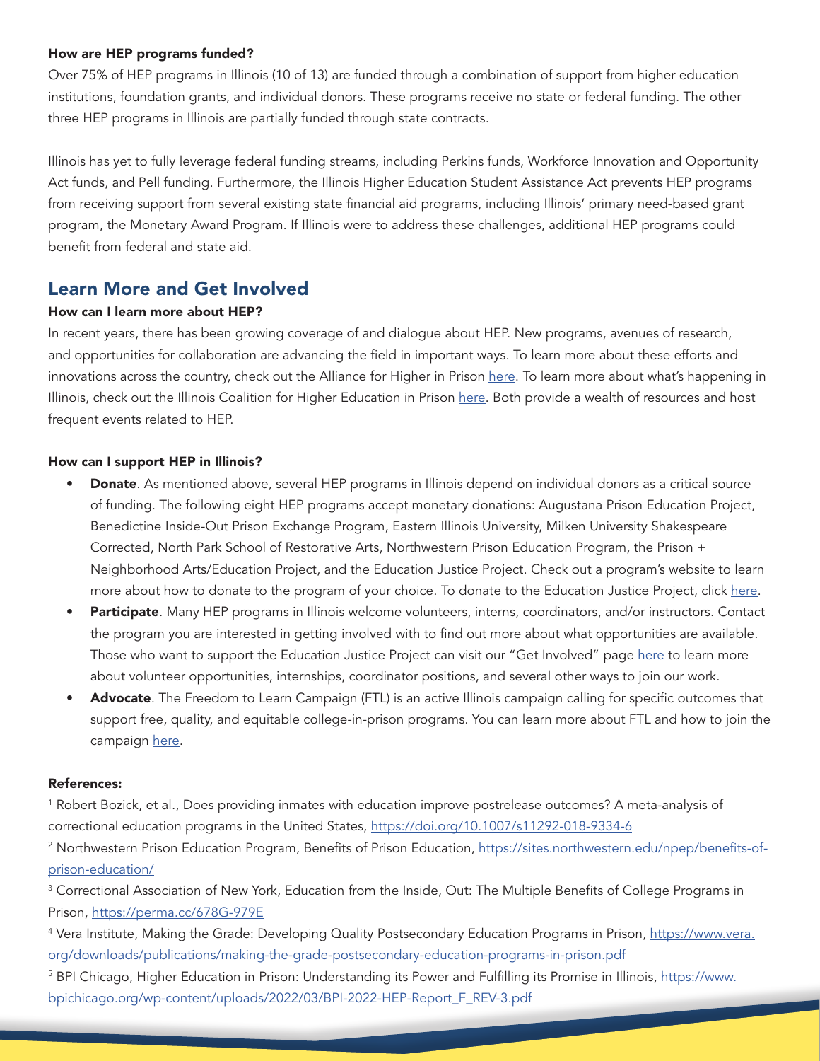#### How are HEP programs funded?

Over 75% of HEP programs in Illinois (10 of 13) are funded through a combination of support from higher education institutions, foundation grants, and individual donors. These programs receive no state or federal funding. The other three HEP programs in Illinois are partially funded through state contracts.

Illinois has yet to fully leverage federal funding streams, including Perkins funds, Workforce Innovation and Opportunity Act funds, and Pell funding. Furthermore, the Illinois Higher Education Student Assistance Act prevents HEP programs from receiving support from several existing state financial aid programs, including Illinois' primary need-based grant program, the Monetary Award Program. If Illinois were to address these challenges, additional HEP programs could benefit from federal and state aid.

## Learn More and Get Involved

#### How can I learn more about HEP?

In recent years, there has been growing coverage of and dialogue about HEP. New programs, avenues of research, and opportunities for collaboration are advancing the field in important ways. To learn more about these efforts and innovations across the country, check out the Alliance for Higher in Prison here. To learn more about what's happening in Illinois, check out the Illinois Coalition for Higher Education in Prison here. Both provide a wealth of resources and host frequent events related to HEP.

#### How can I support HEP in Illinois?

- **Donate**. As mentioned above, several HEP programs in Illinois depend on individual donors as a critical source of funding. The following eight HEP programs accept monetary donations: Augustana Prison Education Project, Benedictine Inside-Out Prison Exchange Program, Eastern Illinois University, Milken University Shakespeare Corrected, North Park School of Restorative Arts, Northwestern Prison Education Program, the Prison + Neighborhood Arts/Education Project, and the Education Justice Project. Check out a program's website to learn more about how to donate to the program of your choice. To donate to the Education Justice Project, click here.
- **Participate**. Many HEP programs in Illinois welcome volunteers, interns, coordinators, and/or instructors. Contact the program you are interested in getting involved with to find out more about what opportunities are available. Those who want to support the Education Justice Project can visit our "Get Involved" page here to learn more about volunteer opportunities, internships, coordinator positions, and several other ways to join our work.
- **Advocate**. The Freedom to Learn Campaign (FTL) is an active Illinois campaign calling for specific outcomes that support free, quality, and equitable college-in-prison programs. You can learn more about FTL and how to join the campaign here.

#### References:

[1] Robert Bozick, et al., Does providing inmates with education improve postrelease outcomes? A meta-analysis of correctional education programs in the United States, https://doi.org/10.1007/s11292-018-9334-6

[2] Northwestern Prison Education Program, Benefits of Prison Education, https://sites.northwestern.edu/npep/benefits-of-prison-education/

[3] Correctional Association of New York, Education from the Inside, Out: The Multiple Benefits of College Programs in Prison, https://perma.cc/678G-979E

[4] Vera Institute, Making the Grade: Developing Quality Postsecondary Education Programs in Prison, https://www.vera.org/downloads/publications/making-the-grade-postsecondary-education-programs-in-prison.pdf

[5] BPI Chicago, Higher Education in Prison: Understanding its Power and Fulfilling its Promise in Illinois, https://www.bpichicago.org/wp-content/uploads/2022/03/BPI-2022-HEP-Report_F_REV-3.pdf